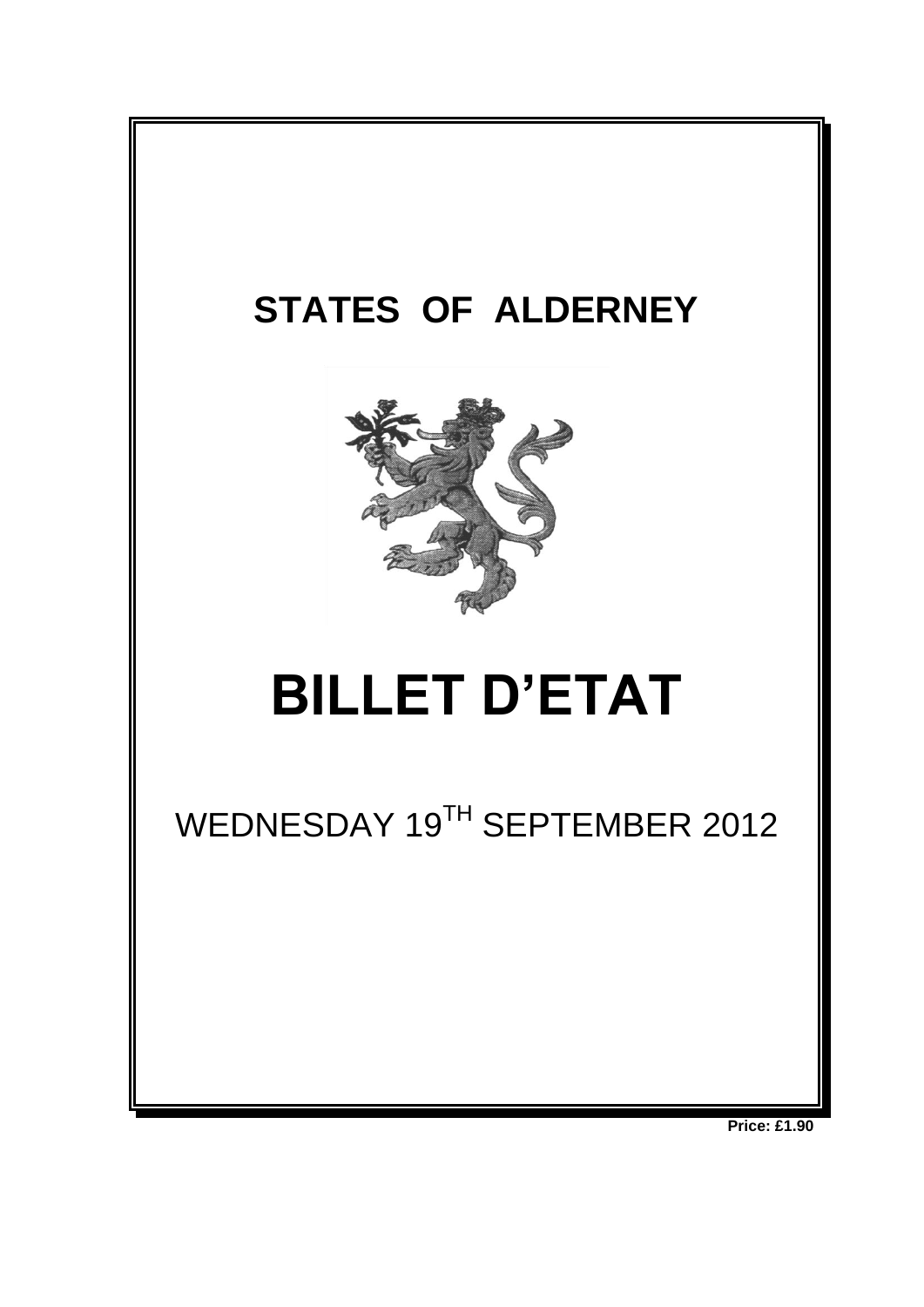# STATES OF ALDERNEY

# BILLET D'ETAT

WEDNESDAY 19[TH] SEPTEMBER 2012

**Price: £1.90**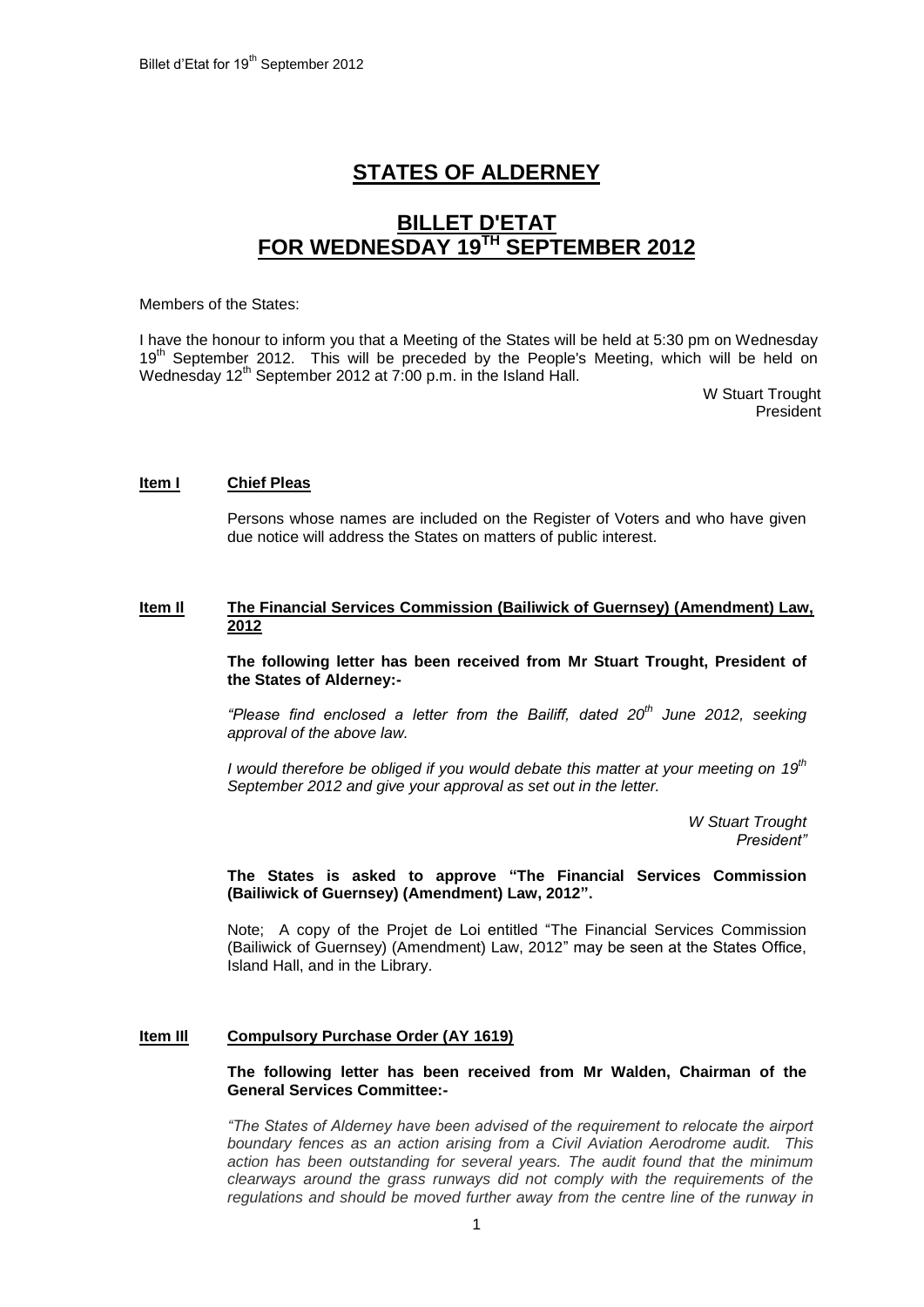# STATES OF ALDERNEY

# BILLET D'ETAT FOR WEDNESDAY 19TH SEPTEMBER 2012

Members of the States:

I have the honour to inform you that a Meeting of the States will be held at 5:30 pm on Wednesday 19th September 2012. This will be preceded by the People's Meeting, which will be held on Wednesday 12th September 2012 at 7:00 p.m. in the Island Hall.

W Stuart Trought
President

**Item I** **Chief Pleas**

Persons whose names are included on the Register of Voters and who have given due notice will address the States on matters of public interest.

**Item II** **The Financial Services Commission (Bailiwick of Guernsey) (Amendment) Law, 2012**

**The following letter has been received from Mr Stuart Trought, President of the States of Alderney:-**

*"Please find enclosed a letter from the Bailiff, dated 20th June 2012, seeking approval of the above law.*

*I would therefore be obliged if you would debate this matter at your meeting on 19th September 2012 and give your approval as set out in the letter.*

*W Stuart Trought*
*President"*

**The States is asked to approve "The Financial Services Commission (Bailiwick of Guernsey) (Amendment) Law, 2012".**

Note; A copy of the Projet de Loi entitled "The Financial Services Commission (Bailiwick of Guernsey) (Amendment) Law, 2012" may be seen at the States Office, Island Hall, and in the Library.

**Item III** **Compulsory Purchase Order (AY 1619)**

**The following letter has been received from Mr Walden, Chairman of the General Services Committee:-**

*"The States of Alderney have been advised of the requirement to relocate the airport boundary fences as an action arising from a Civil Aviation Aerodrome audit. This action has been outstanding for several years. The audit found that the minimum clearways around the grass runways did not comply with the requirements of the regulations and should be moved further away from the centre line of the runway in*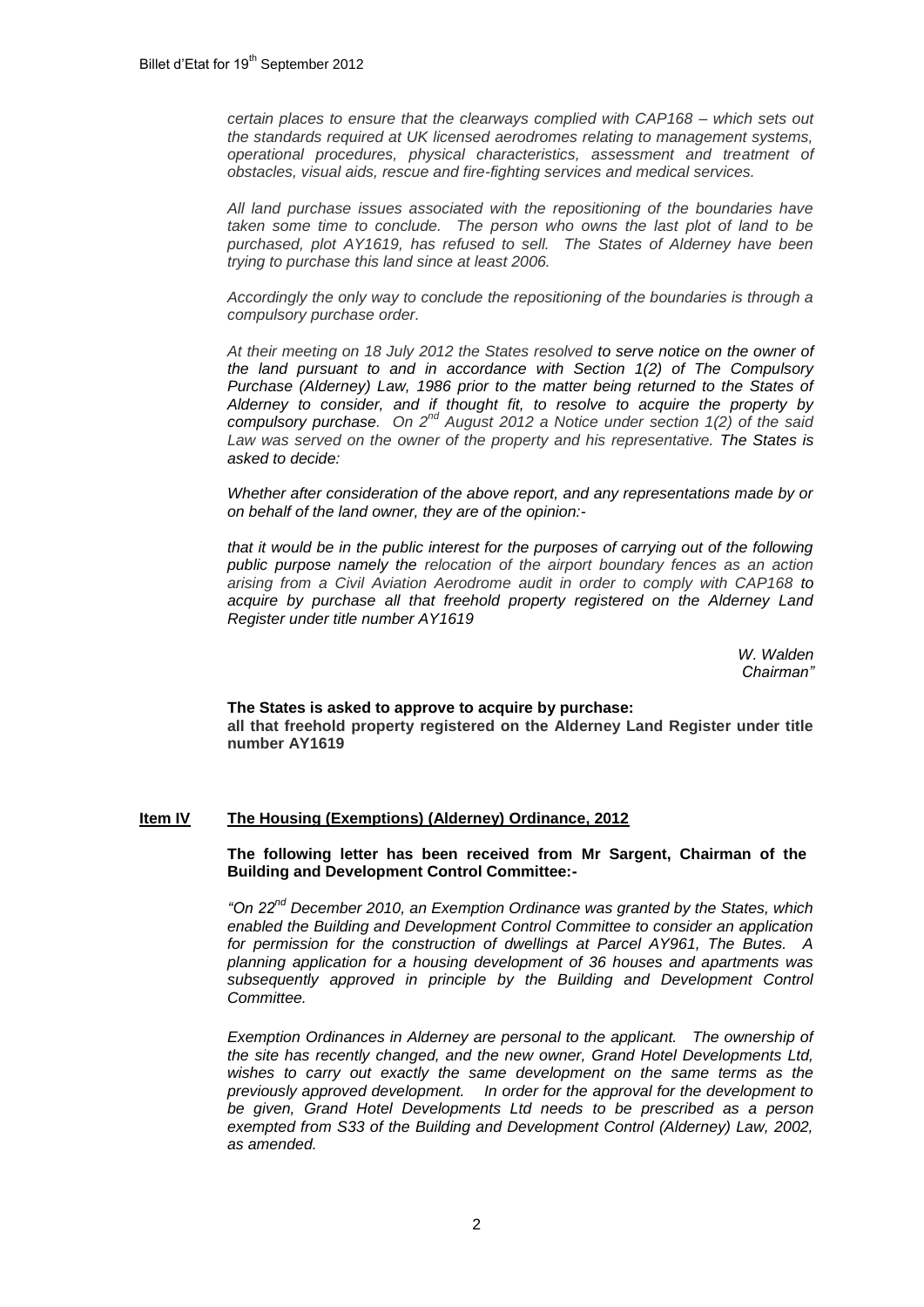*certain places to ensure that the clearways complied with CAP168 – which sets out the standards required at UK licensed aerodromes relating to management systems, operational procedures, physical characteristics, assessment and treatment of obstacles, visual aids, rescue and fire-fighting services and medical services.*

*All land purchase issues associated with the repositioning of the boundaries have taken some time to conclude. The person who owns the last plot of land to be purchased, plot AY1619, has refused to sell. The States of Alderney have been trying to purchase this land since at least 2006.*

*Accordingly the only way to conclude the repositioning of the boundaries is through a compulsory purchase order.*

*At their meeting on 18 July 2012 the States resolved **to serve notice on the owner of the land pursuant to and in accordance with Section 1(2) of The Compulsory Purchase (Alderney) Law, 1986 prior to the matter being returned to the States of Alderney to consider, and if thought fit, to resolve to acquire the property by compulsory purchase.** On 2nd August 2012 a Notice under section 1(2) of the said Law was served on the owner of the property and his representative. **The States is asked to decide:***

*Whether after consideration of the above report, and any representations made by or on behalf of the land owner, they are of the opinion:-*

*that it would be in the public interest for the purposes of carrying out of the following public purpose namely the relocation of the airport boundary fences as an action arising from a Civil Aviation Aerodrome audit in order to comply with CAP168 to acquire by purchase all that freehold property registered on the Alderney Land Register under title number AY1619*

*W. Walden*
*Chairman"*

**The States is asked to approve to acquire by purchase:**
**all that freehold property registered on the Alderney Land Register under title number AY1619**

## Item IV The Housing (Exemptions) (Alderney) Ordinance, 2012

**The following letter has been received from Mr Sargent, Chairman of the Building and Development Control Committee:-**

*"On 22nd December 2010, an Exemption Ordinance was granted by the States, which enabled the Building and Development Control Committee to consider an application for permission for the construction of dwellings at Parcel AY961, The Butes. A planning application for a housing development of 36 houses and apartments was subsequently approved in principle by the Building and Development Control Committee.*

*Exemption Ordinances in Alderney are personal to the applicant. The ownership of the site has recently changed, and the new owner, Grand Hotel Developments Ltd, wishes to carry out exactly the same development on the same terms as the previously approved development. In order for the approval for the development to be given, Grand Hotel Developments Ltd needs to be prescribed as a person exempted from S33 of the Building and Development Control (Alderney) Law, 2002, as amended.*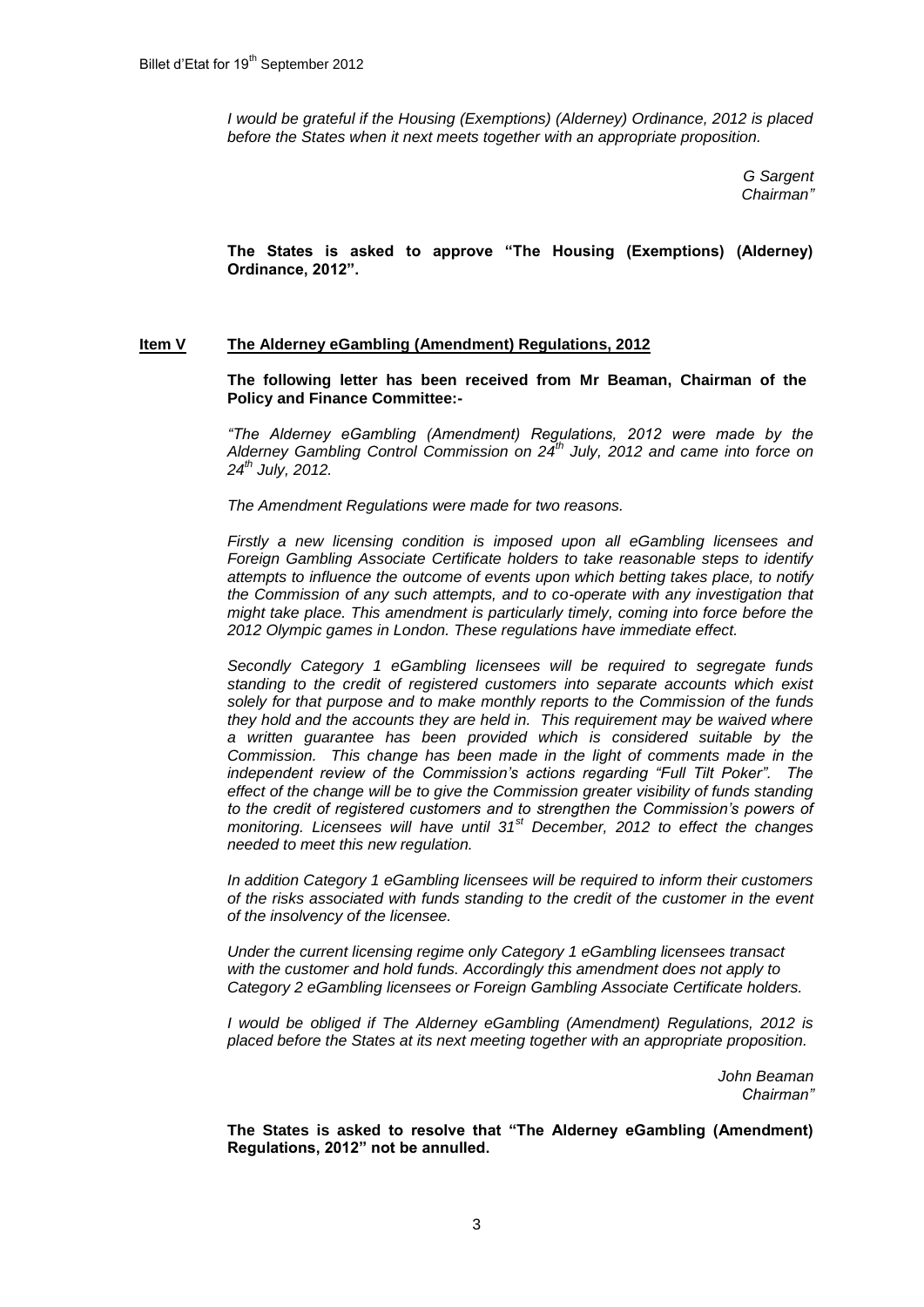*I would be grateful if the Housing (Exemptions) (Alderney) Ordinance, 2012 is placed before the States when it next meets together with an appropriate proposition.*

*G Sargent*
*Chairman"*

**The States is asked to approve "The Housing (Exemptions) (Alderney) Ordinance, 2012".**

## **Item V** **The Alderney eGambling (Amendment) Regulations, 2012**

**The following letter has been received from Mr Beaman, Chairman of the Policy and Finance Committee:-**

*"The Alderney eGambling (Amendment) Regulations, 2012 were made by the Alderney Gambling Control Commission on 24th July, 2012 and came into force on 24th July, 2012.*

*The Amendment Regulations were made for two reasons.*

*Firstly a new licensing condition is imposed upon all eGambling licensees and Foreign Gambling Associate Certificate holders to take reasonable steps to identify attempts to influence the outcome of events upon which betting takes place, to notify the Commission of any such attempts, and to co-operate with any investigation that might take place. This amendment is particularly timely, coming into force before the 2012 Olympic games in London. These regulations have immediate effect.*

*Secondly Category 1 eGambling licensees will be required to segregate funds standing to the credit of registered customers into separate accounts which exist solely for that purpose and to make monthly reports to the Commission of the funds they hold and the accounts they are held in. This requirement may be waived where a written guarantee has been provided which is considered suitable by the Commission. This change has been made in the light of comments made in the independent review of the Commission's actions regarding "Full Tilt Poker". The effect of the change will be to give the Commission greater visibility of funds standing to the credit of registered customers and to strengthen the Commission's powers of monitoring. Licensees will have until 31st December, 2012 to effect the changes needed to meet this new regulation.*

*In addition Category 1 eGambling licensees will be required to inform their customers of the risks associated with funds standing to the credit of the customer in the event of the insolvency of the licensee.*

*Under the current licensing regime only Category 1 eGambling licensees transact with the customer and hold funds. Accordingly this amendment does not apply to Category 2 eGambling licensees or Foreign Gambling Associate Certificate holders.*

*I would be obliged if The Alderney eGambling (Amendment) Regulations, 2012 is placed before the States at its next meeting together with an appropriate proposition.*

*John Beaman*
*Chairman"*

**The States is asked to resolve that "The Alderney eGambling (Amendment) Regulations, 2012" not be annulled.**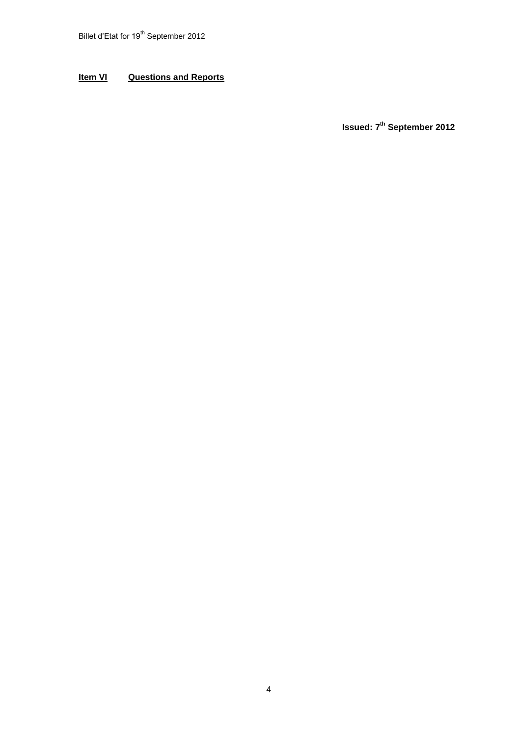**Item VI** **Questions and Reports**

**Issued: 7th September 2012**